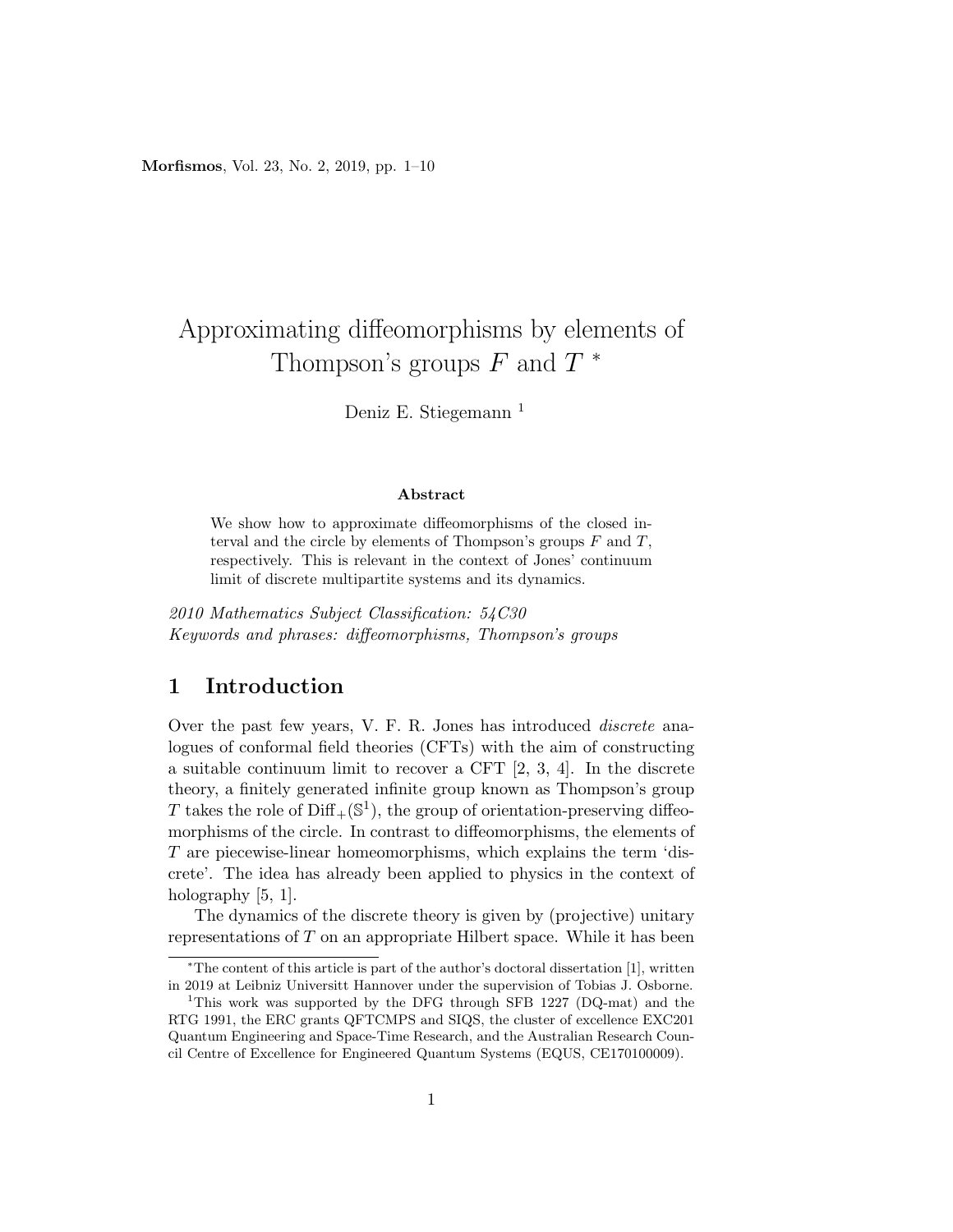# Approximating diffeomorphisms by elements of Thompson's groups $F$ and $T$ *

Deniz E. Stiegemann [1]

### Abstract

We show how to approximate diffeomorphisms of the closed interval and the circle by elements of Thompson's groups $F$ and $T$, respectively. This is relevant in the context of Jones' continuum limit of discrete multipartite systems and its dynamics.

*2010 Mathematics Subject Classification: 54C30*
*Keywords and phrases: diffeomorphisms, Thompson's groups*

## 1 Introduction

Over the past few years, V. F. R. Jones has introduced *discrete* analogues of conformal field theories (CFTs) with the aim of constructing a suitable continuum limit to recover a CFT [2, 3, 4]. In the discrete theory, a finitely generated infinite group known as Thompson's group $T$ takes the role of $\mathrm{Diff}_+(\mathbb{S}^1)$, the group of orientation-preserving diffeomorphisms of the circle. In contrast to diffeomorphisms, the elements of $T$ are piecewise-linear homeomorphisms, which explains the term 'discrete'. The idea has already been applied to physics in the context of holography [5, 1].

The dynamics of the discrete theory is given by (projective) unitary representations of $T$ on an appropriate Hilbert space. While it has been

*The content of this article is part of the author's doctoral dissertation [1], written in 2019 at Leibniz Universitt Hannover under the supervision of Tobias J. Osborne.

[1] This work was supported by the DFG through SFB 1227 (DQ-mat) and the RTG 1991, the ERC grants QFTCMPS and SIQS, the cluster of excellence EXC201 Quantum Engineering and Space-Time Research, and the Australian Research Council Centre of Excellence for Engineered Quantum Systems (EQUS, CE170100009).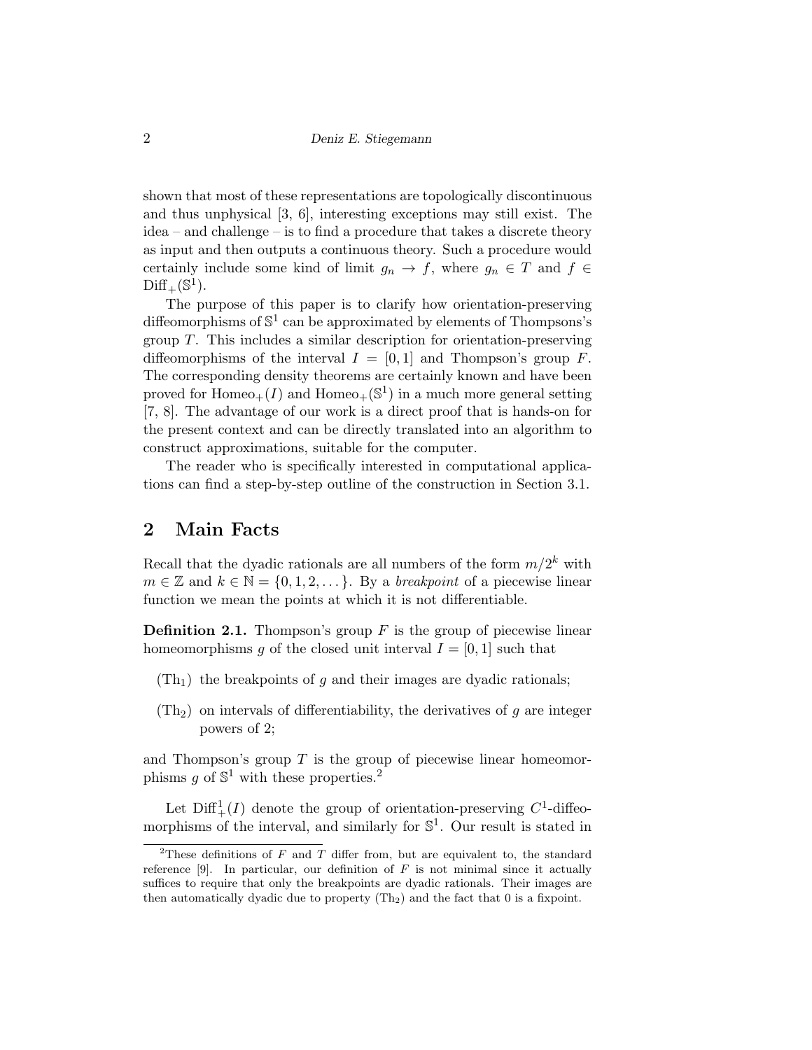shown that most of these representations are topologically discontinuous and thus unphysical [3, 6], interesting exceptions may still exist. The idea – and challenge – is to find a procedure that takes a discrete theory as input and then outputs a continuous theory. Such a procedure would certainly include some kind of limit $g_n \to f$, where $g_n \in T$ and $f \in \mathrm{Diff}_+(\mathbb{S}^1)$.

The purpose of this paper is to clarify how orientation-preserving diffeomorphisms of $\mathbb{S}^1$ can be approximated by elements of Thompsons's group $T$. This includes a similar description for orientation-preserving diffeomorphisms of the interval $I = [0, 1]$ and Thompson's group $F$. The corresponding density theorems are certainly known and have been proved for $\mathrm{Homeo}_+(I)$ and $\mathrm{Homeo}_+(\mathbb{S}^1)$ in a much more general setting [7, 8]. The advantage of our work is a direct proof that is hands-on for the present context and can be directly translated into an algorithm to construct approximations, suitable for the computer.

The reader who is specifically interested in computational applications can find a step-by-step outline of the construction in Section 3.1.

## 2 Main Facts

Recall that the dyadic rationals are all numbers of the form $m/2^k$ with $m \in \mathbb{Z}$ and $k \in \mathbb{N} = \{0, 1, 2, \dots\}$. By a *breakpoint* of a piecewise linear function we mean the points at which it is not differentiable.

**Definition 2.1.** Thompson's group $F$ is the group of piecewise linear homeomorphisms $g$ of the closed unit interval $I = [0, 1]$ such that

- ($\mathrm{Th}_1$) the breakpoints of $g$ and their images are dyadic rationals;
- ($\mathrm{Th}_2$) on intervals of differentiability, the derivatives of $g$ are integer powers of 2;

and Thompson's group $T$ is the group of piecewise linear homeomorphisms $g$ of $\mathbb{S}^1$ with these properties.[2]

Let $\mathrm{Diff}^1_+(I)$ denote the group of orientation-preserving $C^1$-diffeomorphisms of the interval, and similarly for $\mathbb{S}^1$. Our result is stated in

[2] These definitions of $F$ and $T$ differ from, but are equivalent to, the standard reference [9]. In particular, our definition of $F$ is not minimal since it actually suffices to require that only the breakpoints are dyadic rationals. Their images are then automatically dyadic due to property ($\mathrm{Th}_2$) and the fact that 0 is a fixpoint.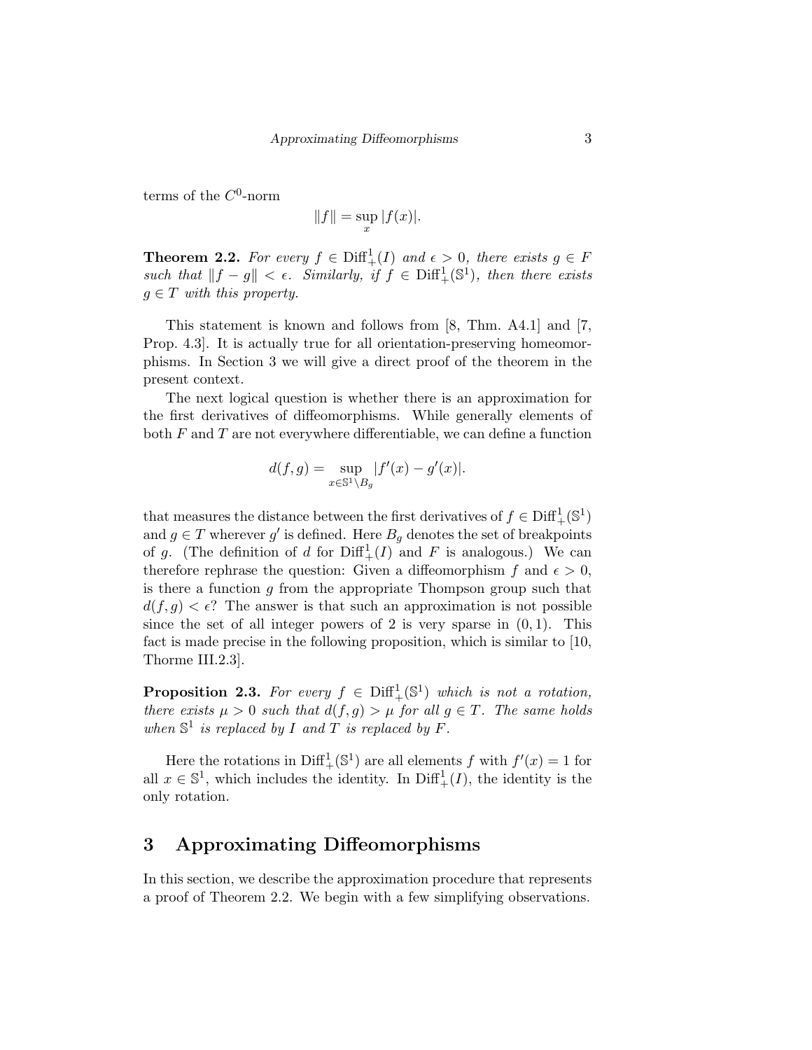terms of the $C^0$-norm

$$\|f\| = \sup_x |f(x)|.$$

**Theorem 2.2.** *For every $f \in \mathrm{Diff}^1_+(I)$ and $\epsilon > 0$, there exists $g \in F$ such that $\|f - g\| < \epsilon$. Similarly, if $f \in \mathrm{Diff}^1_+(\mathbb{S}^1)$, then there exists $g \in T$ with this property.*

This statement is known and follows from [8, Thm. A4.1] and [7, Prop. 4.3]. It is actually true for all orientation-preserving homeomorphisms. In Section 3 we will give a direct proof of the theorem in the present context.

The next logical question is whether there is an approximation for the first derivatives of diffeomorphisms. While generally elements of both $F$ and $T$ are not everywhere differentiable, we can define a function

$$d(f, g) = \sup_{x \in \mathbb{S}^1 \setminus B_g} |f'(x) - g'(x)|.$$

that measures the distance between the first derivatives of $f \in \mathrm{Diff}^1_+(\mathbb{S}^1)$ and $g \in T$ wherever $g'$ is defined. Here $B_g$ denotes the set of breakpoints of $g$. (The definition of $d$ for $\mathrm{Diff}^1_+(I)$ and $F$ is analogous.) We can therefore rephrase the question: Given a diffeomorphism $f$ and $\epsilon > 0$, is there a function $g$ from the appropriate Thompson group such that $d(f, g) < \epsilon$? The answer is that such an approximation is not possible since the set of all integer powers of 2 is very sparse in $(0, 1)$. This fact is made precise in the following proposition, which is similar to [10, Thorme III.2.3].

**Proposition 2.3.** *For every $f \in \mathrm{Diff}^1_+(\mathbb{S}^1)$ which is not a rotation, there exists $\mu > 0$ such that $d(f, g) > \mu$ for all $g \in T$. The same holds when $\mathbb{S}^1$ is replaced by $I$ and $T$ is replaced by $F$.*

Here the rotations in $\mathrm{Diff}^1_+(\mathbb{S}^1)$ are all elements $f$ with $f'(x) = 1$ for all $x \in \mathbb{S}^1$, which includes the identity. In $\mathrm{Diff}^1_+(I)$, the identity is the only rotation.

## 3 Approximating Diffeomorphisms

In this section, we describe the approximation procedure that represents a proof of Theorem 2.2. We begin with a few simplifying observations.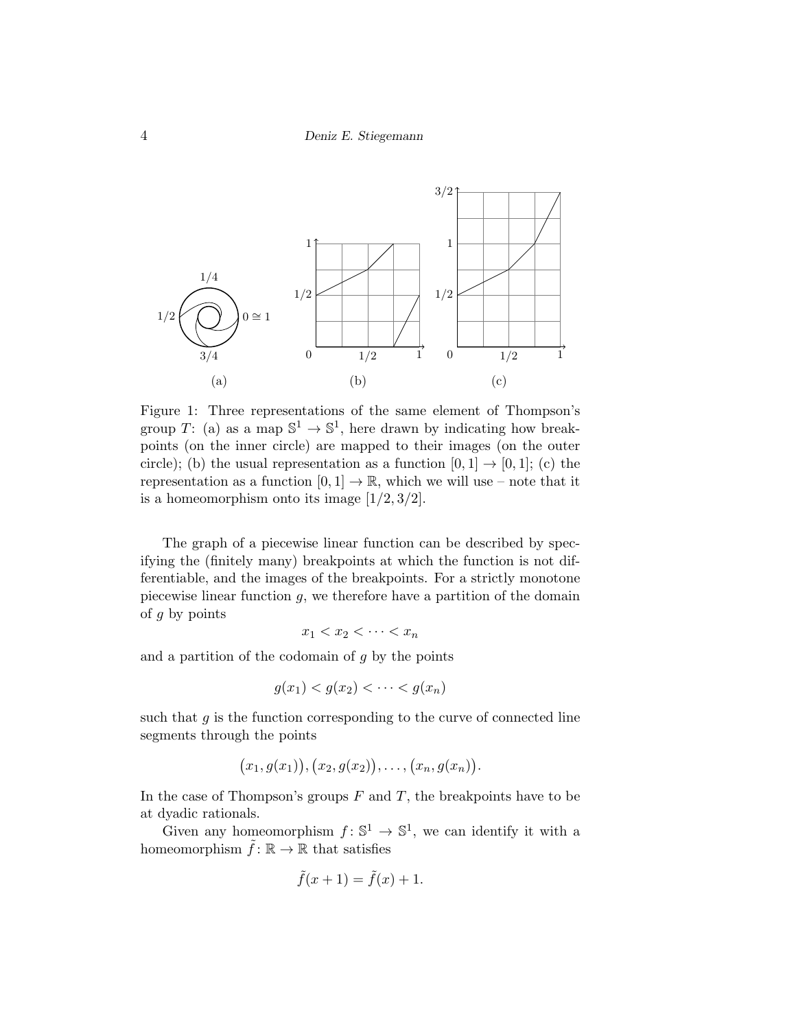Figure 1: Three representations of the same element of Thompson's group $T$: (a) as a map $\mathbb{S}^1 \to \mathbb{S}^1$, here drawn by indicating how breakpoints (on the inner circle) are mapped to their images (on the outer circle); (b) the usual representation as a function $[0,1] \to [0,1]$; (c) the representation as a function $[0,1] \to \mathbb{R}$, which we will use – note that it is a homeomorphism onto its image $[1/2, 3/2]$.

The graph of a piecewise linear function can be described by specifying the (finitely many) breakpoints at which the function is not differentiable, and the images of the breakpoints. For a strictly monotone piecewise linear function $g$, we therefore have a partition of the domain of $g$ by points

$$x_1 < x_2 < \cdots < x_n$$

and a partition of the codomain of $g$ by the points

$$g(x_1) < g(x_2) < \cdots < g(x_n)$$

such that $g$ is the function corresponding to the curve of connected line segments through the points

$$\big(x_1, g(x_1)\big), \big(x_2, g(x_2)\big), \ldots, \big(x_n, g(x_n)\big).$$

In the case of Thompson's groups $F$ and $T$, the breakpoints have to be at dyadic rationals.

Given any homeomorphism $f \colon \mathbb{S}^1 \to \mathbb{S}^1$, we can identify it with a homeomorphism $\tilde{f} \colon \mathbb{R} \to \mathbb{R}$ that satisfies

$$\tilde{f}(x+1) = \tilde{f}(x) + 1.$$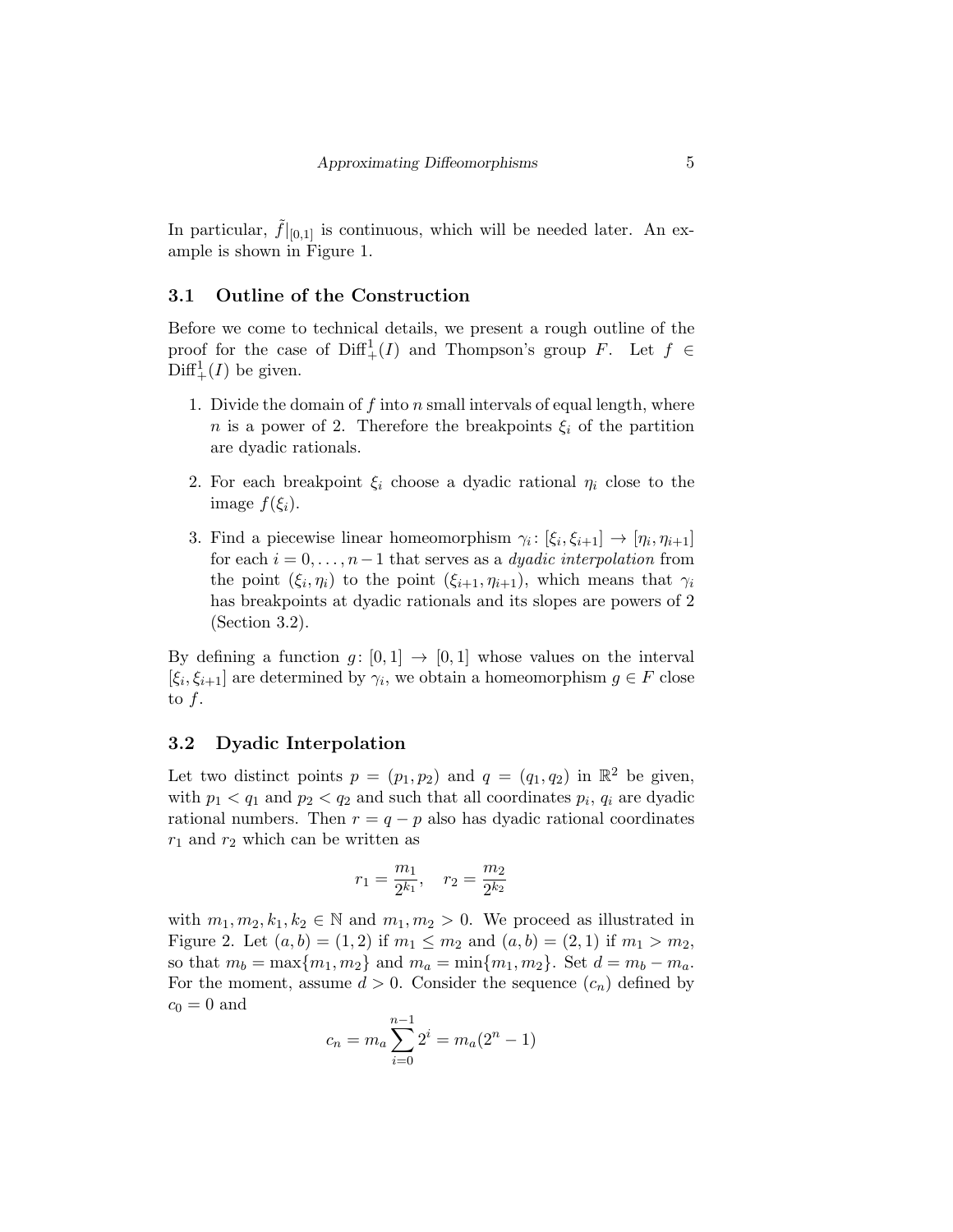In particular, $\tilde{f}|_{[0,1]}$ is continuous, which will be needed later. An example is shown in Figure 1.

## 3.1 Outline of the Construction

Before we come to technical details, we present a rough outline of the proof for the case of $\mathrm{Diff}^1_+(I)$ and Thompson's group $F$. Let $f \in \mathrm{Diff}^1_+(I)$ be given.

1. Divide the domain of $f$ into $n$ small intervals of equal length, where $n$ is a power of 2. Therefore the breakpoints $\xi_i$ of the partition are dyadic rationals.
2. For each breakpoint $\xi_i$ choose a dyadic rational $\eta_i$ close to the image $f(\xi_i)$.
3. Find a piecewise linear homeomorphism $\gamma_i \colon [\xi_i, \xi_{i+1}] \to [\eta_i, \eta_{i+1}]$ for each $i = 0, \ldots, n-1$ that serves as a *dyadic interpolation* from the point $(\xi_i, \eta_i)$ to the point $(\xi_{i+1}, \eta_{i+1})$, which means that $\gamma_i$ has breakpoints at dyadic rationals and its slopes are powers of 2 (Section 3.2).

By defining a function $g \colon [0,1] \to [0,1]$ whose values on the interval $[\xi_i, \xi_{i+1}]$ are determined by $\gamma_i$, we obtain a homeomorphism $g \in F$ close to $f$.

## 3.2 Dyadic Interpolation

Let two distinct points $p = (p_1, p_2)$ and $q = (q_1, q_2)$ in $\mathbb{R}^2$ be given, with $p_1 < q_1$ and $p_2 < q_2$ and such that all coordinates $p_i$, $q_i$ are dyadic rational numbers. Then $r = q - p$ also has dyadic rational coordinates $r_1$ and $r_2$ which can be written as

$$r_1 = \frac{m_1}{2^{k_1}}, \quad r_2 = \frac{m_2}{2^{k_2}}$$

with $m_1, m_2, k_1, k_2 \in \mathbb{N}$ and $m_1, m_2 > 0$. We proceed as illustrated in Figure 2. Let $(a, b) = (1, 2)$ if $m_1 \leq m_2$ and $(a, b) = (2, 1)$ if $m_1 > m_2$, so that $m_b = \max\{m_1, m_2\}$ and $m_a = \min\{m_1, m_2\}$. Set $d = m_b - m_a$. For the moment, assume $d > 0$. Consider the sequence $(c_n)$ defined by $c_0 = 0$ and

$$c_n = m_a \sum_{i=0}^{n-1} 2^i = m_a(2^n - 1)$$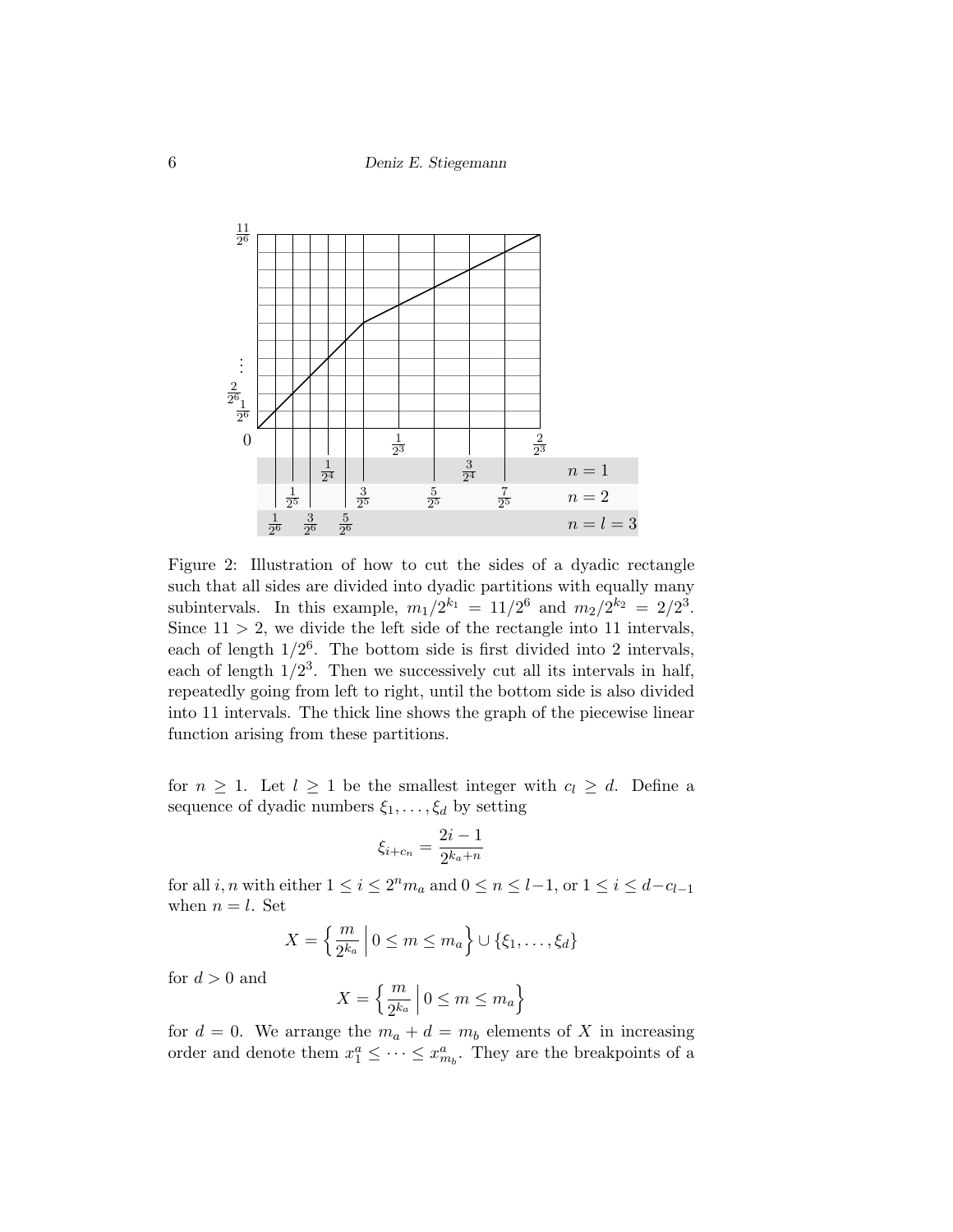Figure 2: Illustration of how to cut the sides of a dyadic rectangle such that all sides are divided into dyadic partitions with equally many subintervals. In this example, $m_1/2^{k_1} = 11/2^6$ and $m_2/2^{k_2} = 2/2^3$. Since $11 > 2$, we divide the left side of the rectangle into 11 intervals, each of length $1/2^6$. The bottom side is first divided into 2 intervals, each of length $1/2^3$. Then we successively cut all its intervals in half, repeatedly going from left to right, until the bottom side is also divided into 11 intervals. The thick line shows the graph of the piecewise linear function arising from these partitions.

for $n \geq 1$. Let $l \geq 1$ be the smallest integer with $c_l \geq d$. Define a sequence of dyadic numbers $\xi_1, \dots, \xi_d$ by setting

$$\xi_{i+c_n} = \frac{2i-1}{2^{k_a+n}}$$

for all $i, n$ with either $1 \leq i \leq 2^n m_a$ and $0 \leq n \leq l-1$, or $1 \leq i \leq d - c_{l-1}$ when $n = l$. Set

$$X = \left\{ \frac{m}{2^{k_a}} \,\middle|\, 0 \leq m \leq m_a \right\} \cup \{\xi_1, \dots, \xi_d\}$$

for $d > 0$ and

$$X = \left\{ \frac{m}{2^{k_a}} \,\middle|\, 0 \leq m \leq m_a \right\}$$

for $d = 0$. We arrange the $m_a + d = m_b$ elements of $X$ in increasing order and denote them $x_1^a \leq \dots \leq x_{m_b}^a$. They are the breakpoints of a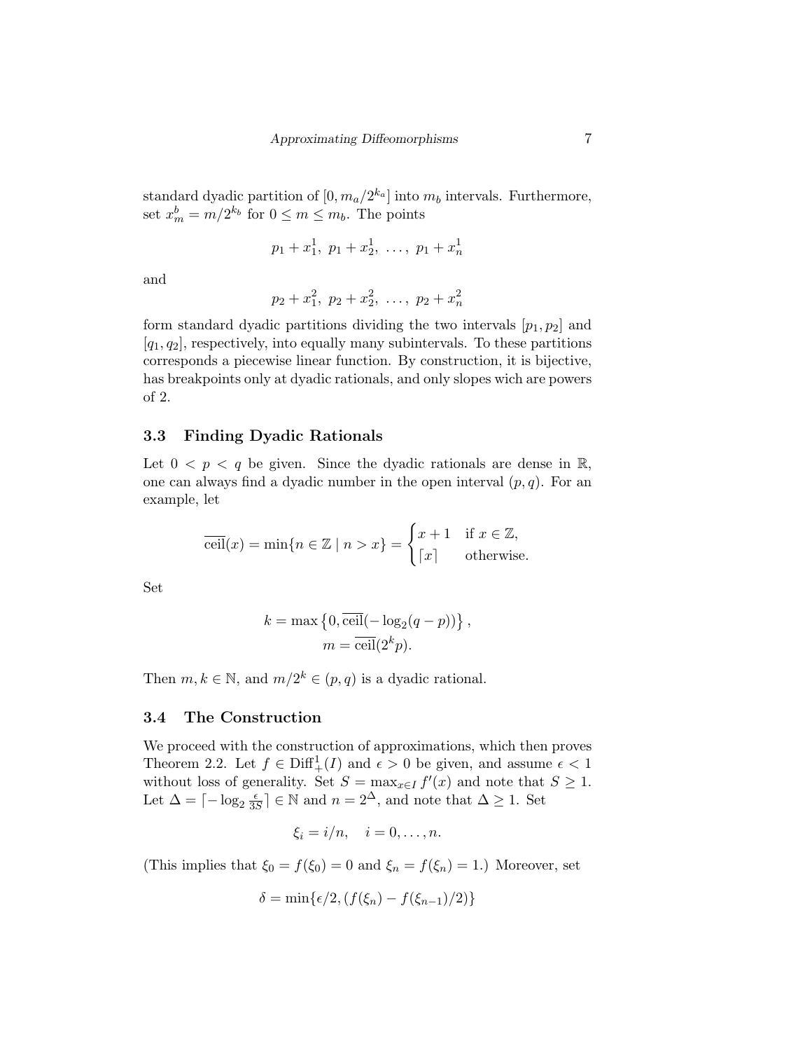standard dyadic partition of $[0, m_a/2^{k_a}]$ into $m_b$ intervals. Furthermore, set $x^b_m = m/2^{k_b}$ for $0 \leq m \leq m_b$. The points

$$p_1 + x^1_1,\ p_1 + x^1_2,\ \ldots,\ p_1 + x^1_n$$

and

$$p_2 + x^2_1,\ p_2 + x^2_2,\ \ldots,\ p_2 + x^2_n$$

form standard dyadic partitions dividing the two intervals $[p_1, p_2]$ and $[q_1, q_2]$, respectively, into equally many subintervals. To these partitions corresponds a piecewise linear function. By construction, it is bijective, has breakpoints only at dyadic rationals, and only slopes wich are powers of 2.

### 3.3 Finding Dyadic Rationals

Let $0 < p < q$ be given. Since the dyadic rationals are dense in $\mathbb{R}$, one can always find a dyadic number in the open interval $(p, q)$. For an example, let

$$\overline{\text{ceil}}(x) = \min\{n \in \mathbb{Z} \mid n > x\} = \begin{cases} x + 1 & \text{if } x \in \mathbb{Z}, \\ \lceil x \rceil & \text{otherwise.} \end{cases}$$

Set

$$k = \max\left\{0, \overline{\text{ceil}}(-\log_2(q - p))\right\},$$
$$m = \overline{\text{ceil}}(2^k p).$$

Then $m, k \in \mathbb{N}$, and $m/2^k \in (p, q)$ is a dyadic rational.

### 3.4 The Construction

We proceed with the construction of approximations, which then proves Theorem 2.2. Let $f \in \text{Diff}^1_+(I)$ and $\epsilon > 0$ be given, and assume $\epsilon < 1$ without loss of generality. Set $S = \max_{x \in I} f'(x)$ and note that $S \geq 1$. Let $\Delta = \lceil -\log_2 \frac{\epsilon}{3S} \rceil \in \mathbb{N}$ and $n = 2^\Delta$, and note that $\Delta \geq 1$. Set

$$\xi_i = i/n, \quad i = 0, \ldots, n.$$

(This implies that $\xi_0 = f(\xi_0) = 0$ and $\xi_n = f(\xi_n) = 1$.) Moreover, set

$$\delta = \min\{\epsilon/2, (f(\xi_n) - f(\xi_{n-1})/2)\}$$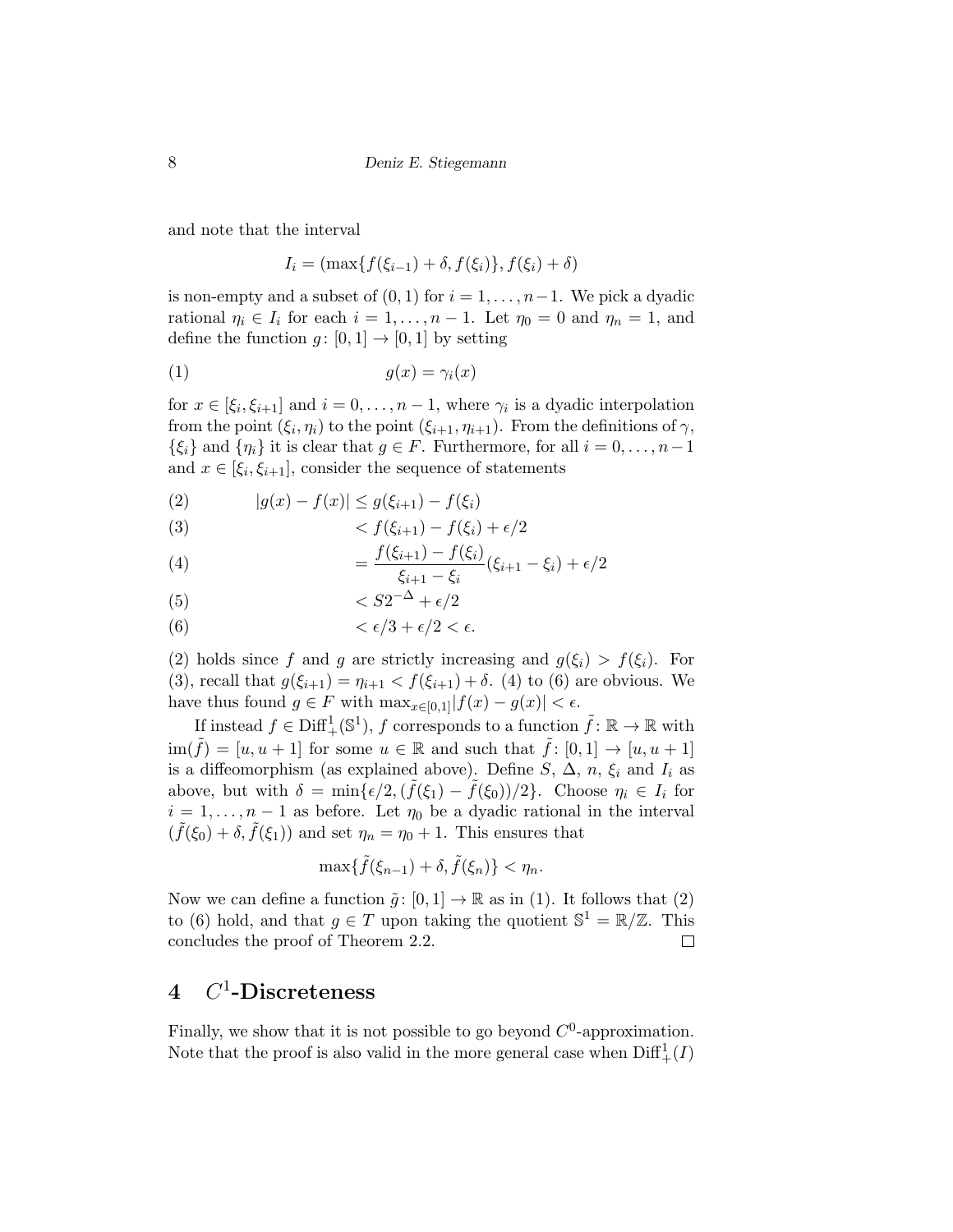and note that the interval

$$I_i = (\max\{f(\xi_{i-1}) + \delta, f(\xi_i)\}, f(\xi_i) + \delta)$$

is non-empty and a subset of $(0,1)$ for $i = 1, \ldots, n-1$. We pick a dyadic rational $\eta_i \in I_i$ for each $i = 1, \ldots, n-1$. Let $\eta_0 = 0$ and $\eta_n = 1$, and define the function $g\colon [0,1] \to [0,1]$ by setting

$$g(x) = \gamma_i(x) \tag{1}$$

for $x \in [\xi_i, \xi_{i+1}]$ and $i = 0, \ldots, n-1$, where $\gamma_i$ is a dyadic interpolation from the point $(\xi_i, \eta_i)$ to the point $(\xi_{i+1}, \eta_{i+1})$. From the definitions of $\gamma$, $\{\xi_i\}$ and $\{\eta_i\}$ it is clear that $g \in F$. Furthermore, for all $i = 0, \ldots, n-1$ and $x \in [\xi_i, \xi_{i+1}]$, consider the sequence of statements

$$
\begin{align}
|g(x) - f(x)| &\leq g(\xi_{i+1}) - f(\xi_i) \tag{2}\\
&< f(\xi_{i+1}) - f(\xi_i) + \epsilon/2 \tag{3}\\
&= \frac{f(\xi_{i+1}) - f(\xi_i)}{\xi_{i+1} - \xi_i}(\xi_{i+1} - \xi_i) + \epsilon/2 \tag{4}\\
&< S2^{-\Delta} + \epsilon/2 \tag{5}\\
&< \epsilon/3 + \epsilon/2 < \epsilon. \tag{6}
\end{align}
$$

(2) holds since $f$ and $g$ are strictly increasing and $g(\xi_i) > f(\xi_i)$. For (3), recall that $g(\xi_{i+1}) = \eta_{i+1} < f(\xi_{i+1}) + \delta$. (4) to (6) are obvious. We have thus found $g \in F$ with $\max_{x \in [0,1]} |f(x) - g(x)| < \epsilon$.

If instead $f \in \mathrm{Diff}^1_+(\mathbb{S}^1)$, $f$ corresponds to a function $\tilde{f}\colon \mathbb{R} \to \mathbb{R}$ with $\mathrm{im}(\tilde{f}) = [u, u+1]$ for some $u \in \mathbb{R}$ and such that $\tilde{f}\colon [0,1] \to [u, u+1]$ is a diffeomorphism (as explained above). Define $S$, $\Delta$, $n$, $\xi_i$ and $I_i$ as above, but with $\delta = \min\{\epsilon/2, (\tilde{f}(\xi_1) - \tilde{f}(\xi_0))/2\}$. Choose $\eta_i \in I_i$ for $i = 1, \ldots, n-1$ as before. Let $\eta_0$ be a dyadic rational in the interval $(\tilde{f}(\xi_0) + \delta, \tilde{f}(\xi_1))$ and set $\eta_n = \eta_0 + 1$. This ensures that

$$\max\{\tilde{f}(\xi_{n-1}) + \delta, \tilde{f}(\xi_n)\} < \eta_n.$$

Now we can define a function $\tilde{g}\colon [0,1] \to \mathbb{R}$ as in (1). It follows that (2) to (6) hold, and that $g \in T$ upon taking the quotient $\mathbb{S}^1 = \mathbb{R}/\mathbb{Z}$. This concludes the proof of Theorem 2.2. $\square$

## 4 $C^1$-Discreteness

Finally, we show that it is not possible to go beyond $C^0$-approximation. Note that the proof is also valid in the more general case when $\mathrm{Diff}^1_+(I)$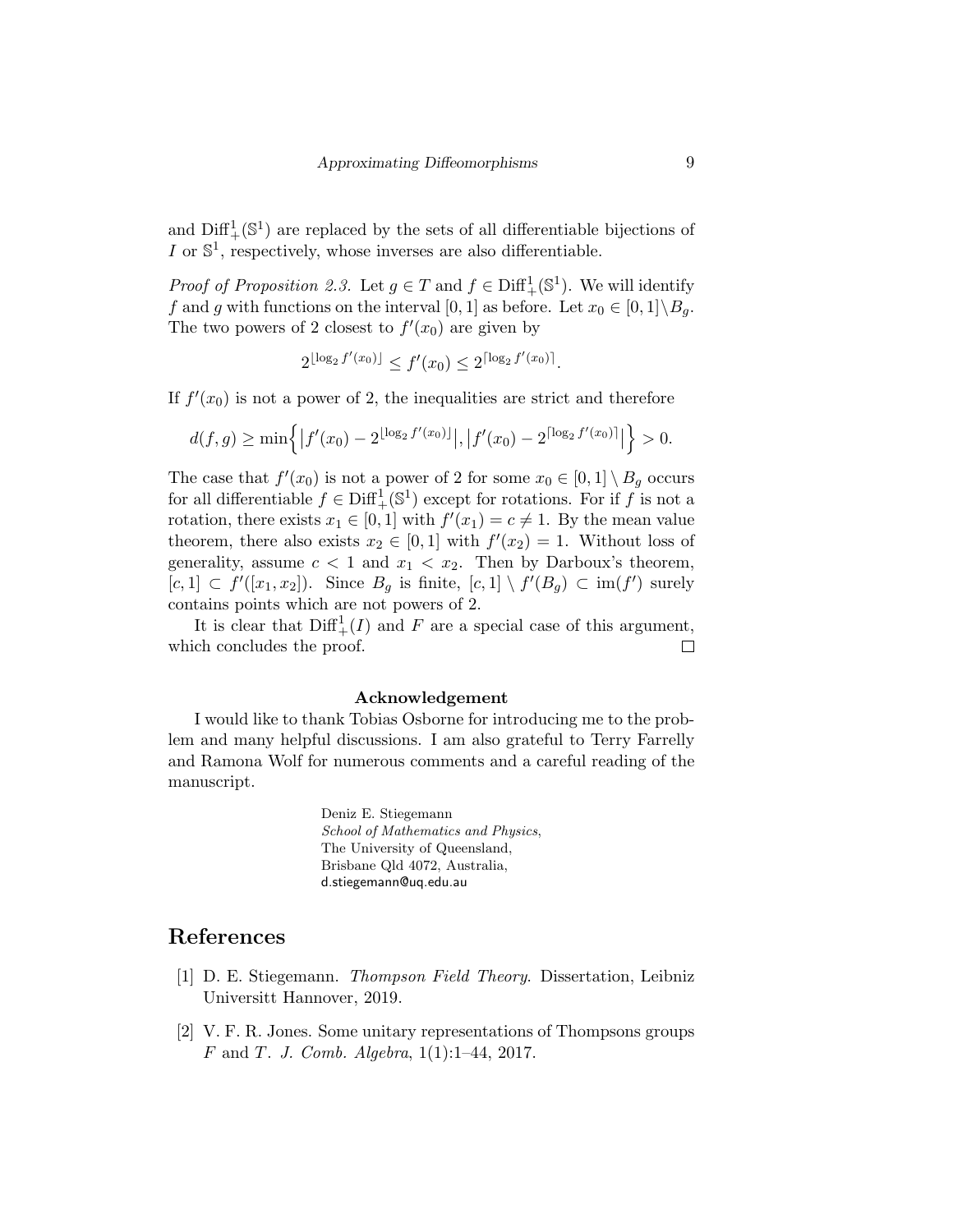and $\mathrm{Diff}^1_+(\mathbb{S}^1)$ are replaced by the sets of all differentiable bijections of $I$ or $\mathbb{S}^1$, respectively, whose inverses are also differentiable.

*Proof of Proposition 2.3.* Let $g \in T$ and $f \in \mathrm{Diff}^1_+(\mathbb{S}^1)$. We will identify $f$ and $g$ with functions on the interval $[0,1]$ as before. Let $x_0 \in [0,1] \setminus B_g$. The two powers of 2 closest to $f'(x_0)$ are given by

$$2^{\lfloor \log_2 f'(x_0) \rfloor} \leq f'(x_0) \leq 2^{\lceil \log_2 f'(x_0) \rceil}.$$

If $f'(x_0)$ is not a power of 2, the inequalities are strict and therefore

$$d(f,g) \geq \min\Big\{ \big| f'(x_0) - 2^{\lfloor \log_2 f'(x_0) \rfloor} \big|, \big| f'(x_0) - 2^{\lceil \log_2 f'(x_0) \rceil} \big| \Big\} > 0.$$

The case that $f'(x_0)$ is not a power of 2 for some $x_0 \in [0,1] \setminus B_g$ occurs for all differentiable $f \in \mathrm{Diff}^1_+(\mathbb{S}^1)$ except for rotations. For if $f$ is not a rotation, there exists $x_1 \in [0,1]$ with $f'(x_1) = c \neq 1$. By the mean value theorem, there also exists $x_2 \in [0,1]$ with $f'(x_2) = 1$. Without loss of generality, assume $c < 1$ and $x_1 < x_2$. Then by Darboux's theorem, $[c,1] \subset f'([x_1, x_2])$. Since $B_g$ is finite, $[c,1] \setminus f'(B_g) \subset \mathrm{im}(f')$ surely contains points which are not powers of 2.

It is clear that $\mathrm{Diff}^1_+(I)$ and $F$ are a special case of this argument, which concludes the proof. $\square$

**Acknowledgement**

I would like to thank Tobias Osborne for introducing me to the problem and many helpful discussions. I am also grateful to Terry Farrelly and Ramona Wolf for numerous comments and a careful reading of the manuscript.

Deniz E. Stiegemann
*School of Mathematics and Physics*,
The University of Queensland,
Brisbane Qld 4072, Australia,
d.stiegemann@uq.edu.au

# References

[1] D. E. Stiegemann. *Thompson Field Theory*. Dissertation, Leibniz Universitt Hannover, 2019.

[2] V. F. R. Jones. Some unitary representations of Thompsons groups $F$ and $T$. *J. Comb. Algebra*, 1(1):1–44, 2017.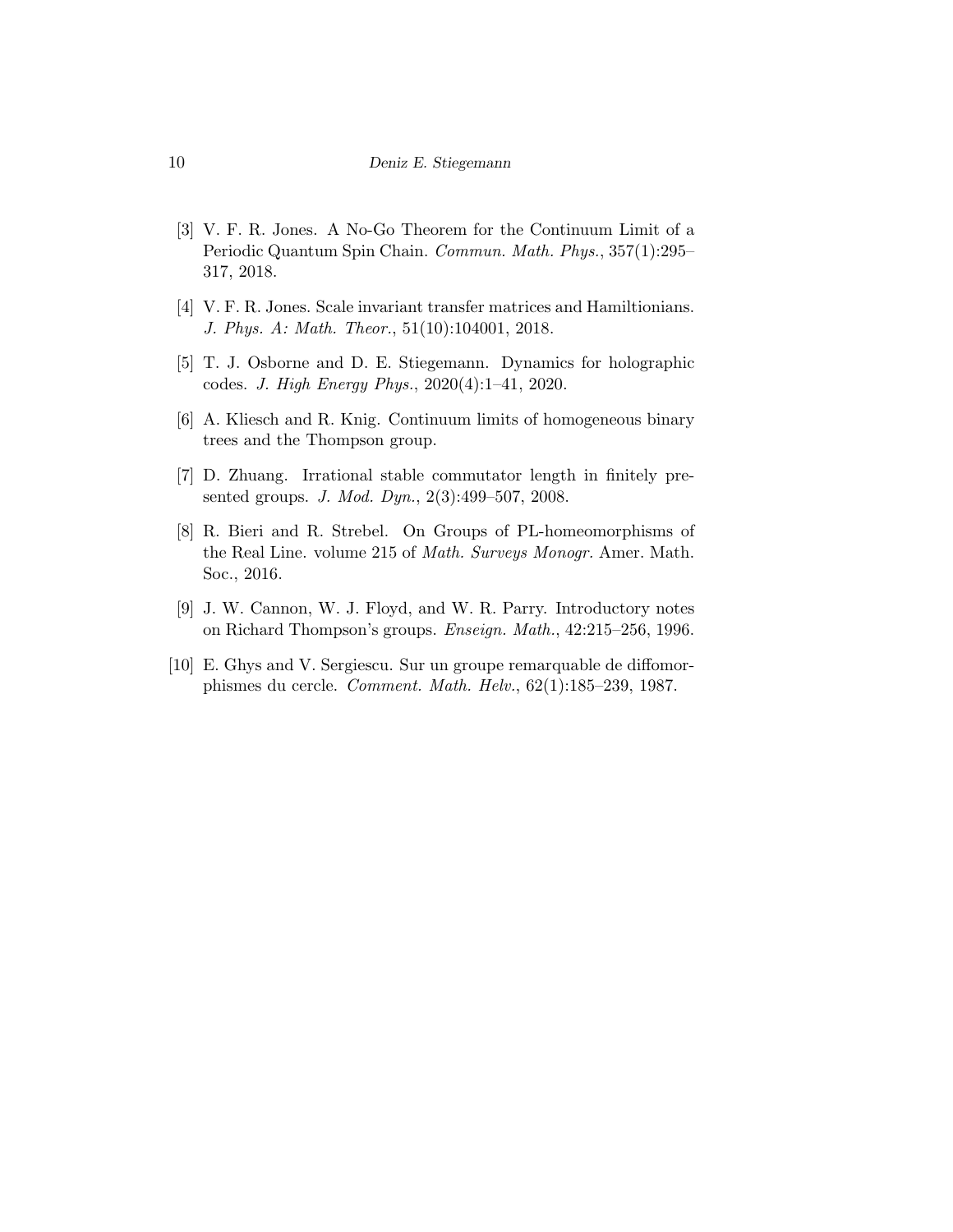[3] V. F. R. Jones. A No-Go Theorem for the Continuum Limit of a Periodic Quantum Spin Chain. *Commun. Math. Phys.*, 357(1):295–317, 2018.

[4] V. F. R. Jones. Scale invariant transfer matrices and Hamiltonians. *J. Phys. A: Math. Theor.*, 51(10):104001, 2018.

[5] T. J. Osborne and D. E. Stiegemann. Dynamics for holographic codes. *J. High Energy Phys.*, 2020(4):1–41, 2020.

[6] A. Kliesch and R. Knig. Continuum limits of homogeneous binary trees and the Thompson group.

[7] D. Zhuang. Irrational stable commutator length in finitely presented groups. *J. Mod. Dyn.*, 2(3):499–507, 2008.

[8] R. Bieri and R. Strebel. On Groups of PL-homeomorphisms of the Real Line. volume 215 of *Math. Surveys Monogr.* Amer. Math. Soc., 2016.

[9] J. W. Cannon, W. J. Floyd, and W. R. Parry. Introductory notes on Richard Thompson's groups. *Enseign. Math.*, 42:215–256, 1996.

[10] E. Ghys and V. Sergiescu. Sur un groupe remarquable de diffomorphismes du cercle. *Comment. Math. Helv.*, 62(1):185–239, 1987.